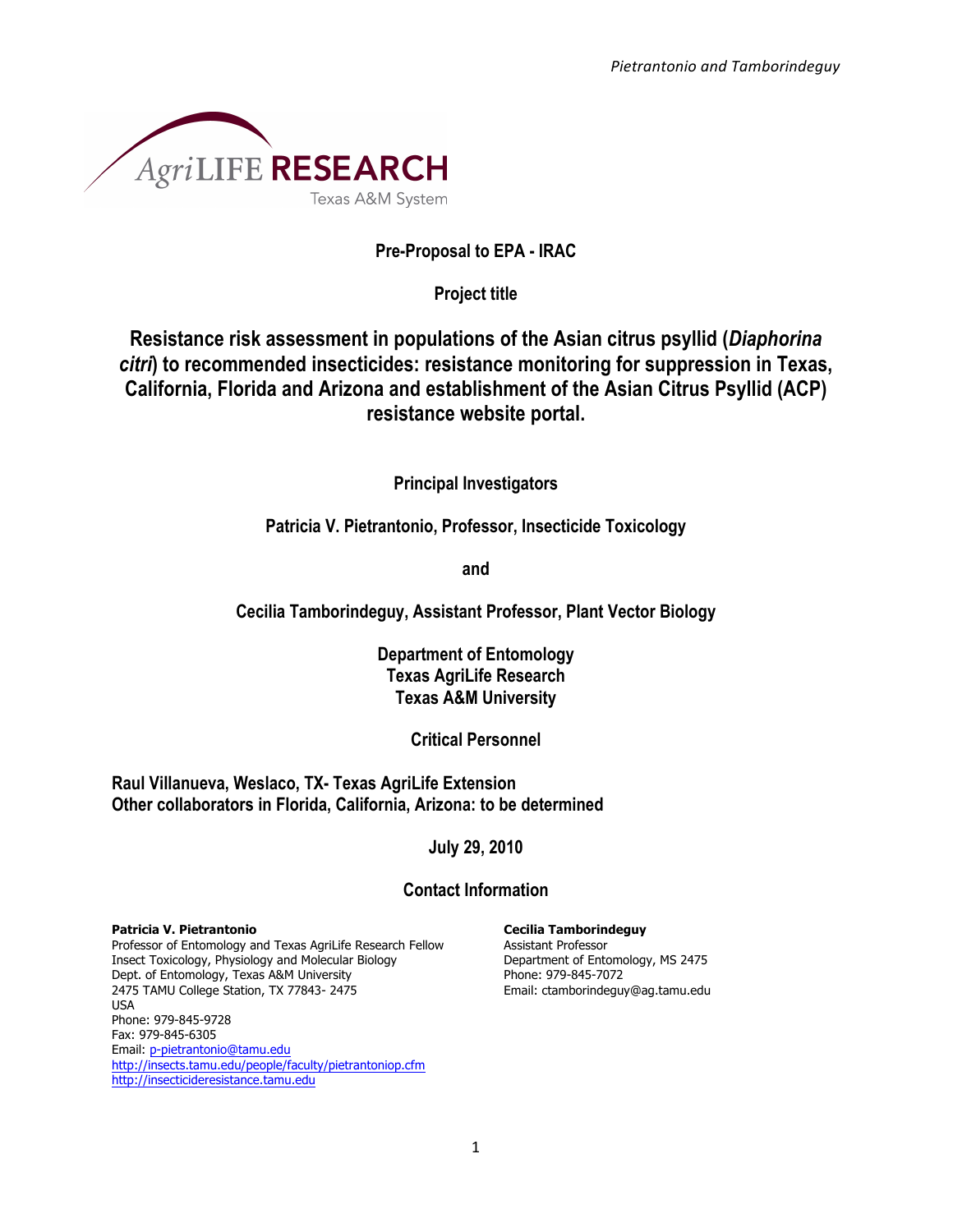Pre-Proposal to EPA - IRAC

Project title

# Resistance risk assessment in populations of the Asian citrus psyllid (*Diaphorina citri*) to recommended insecticides: resistance monitoring for suppression in Texas, California, Florida and Arizona and establishment of the Asian Citrus Psyllid (ACP) resistance website portal.

**Principal Investigators**

**Patricia V. Pietrantonio, Professor, Insecticide Toxicology**

**and**

**Cecilia Tamborindeguy, Assistant Professor, Plant Vector Biology**

**Department of Entomology**
**Texas AgriLife Research**
**Texas A&M University**

**Critical Personnel**

**Raul Villanueva, Weslaco, TX- Texas AgriLife Extension**
**Other collaborators in Florida, California, Arizona: to be determined**

**July 29, 2010**

**Contact Information**

**Patricia V. Pietrantonio**
Professor of Entomology and Texas AgriLife Research Fellow
Insect Toxicology, Physiology and Molecular Biology
Dept. of Entomology, Texas A&M University
2475 TAMU College Station, TX 77843- 2475
USA
Phone: 979-845-9728
Fax: 979-845-6305
Email: p-pietrantonio@tamu.edu
http://insects.tamu.edu/people/faculty/pietrantoniop.cfm
http://insecticideresistance.tamu.edu

**Cecilia Tamborindeguy**
Assistant Professor
Department of Entomology, MS 2475
Phone: 979-845-7072
Email: ctamborindeguy@ag.tamu.edu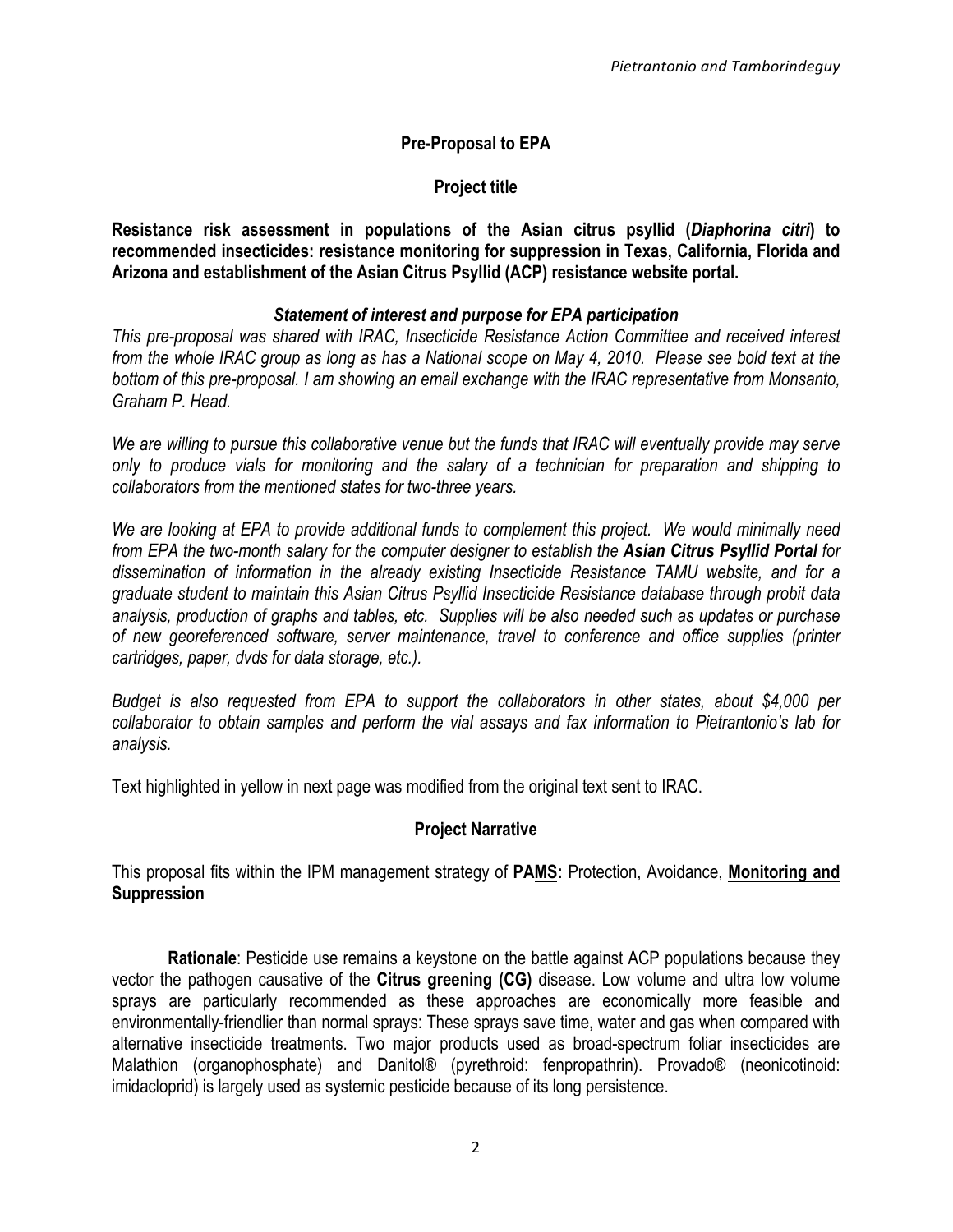## Pre-Proposal to EPA

### Project title

**Resistance risk assessment in populations of the Asian citrus psyllid (*Diaphorina citri*) to recommended insecticides: resistance monitoring for suppression in Texas, California, Florida and Arizona and establishment of the Asian Citrus Psyllid (ACP) resistance website portal.**

### *Statement of interest and purpose for EPA participation*

*This pre-proposal was shared with IRAC, Insecticide Resistance Action Committee and received interest from the whole IRAC group as long as has a National scope on May 4, 2010. Please see bold text at the bottom of this pre-proposal. I am showing an email exchange with the IRAC representative from Monsanto, Graham P. Head.*

*We are willing to pursue this collaborative venue but the funds that IRAC will eventually provide may serve only to produce vials for monitoring and the salary of a technician for preparation and shipping to collaborators from the mentioned states for two-three years.*

*We are looking at EPA to provide additional funds to complement this project. We would minimally need from EPA the two-month salary for the computer designer to establish the* ***Asian Citrus Psyllid Portal*** *for dissemination of information in the already existing Insecticide Resistance TAMU website, and for a graduate student to maintain this Asian Citrus Psyllid Insecticide Resistance database through probit data analysis, production of graphs and tables, etc. Supplies will be also needed such as updates or purchase of new georeferenced software, server maintenance, travel to conference and office supplies (printer cartridges, paper, dvds for data storage, etc.).*

*Budget is also requested from EPA to support the collaborators in other states, about $4,000 per collaborator to obtain samples and perform the vial assays and fax information to Pietrantonio's lab for analysis.*

Text highlighted in yellow in next page was modified from the original text sent to IRAC.

### Project Narrative

This proposal fits within the IPM management strategy of **PA<u>MS</u>:** Protection, Avoidance, **<u>Monitoring and Suppression</u>**

**Rationale**: Pesticide use remains a keystone on the battle against ACP populations because they vector the pathogen causative of the **Citrus greening (CG)** disease. Low volume and ultra low volume sprays are particularly recommended as these approaches are economically more feasible and environmentally-friendlier than normal sprays: These sprays save time, water and gas when compared with alternative insecticide treatments. Two major products used as broad-spectrum foliar insecticides are Malathion (organophosphate) and Danitol® (pyrethroid: fenpropathrin). Provado® (neonicotinoid: imidacloprid) is largely used as systemic pesticide because of its long persistence.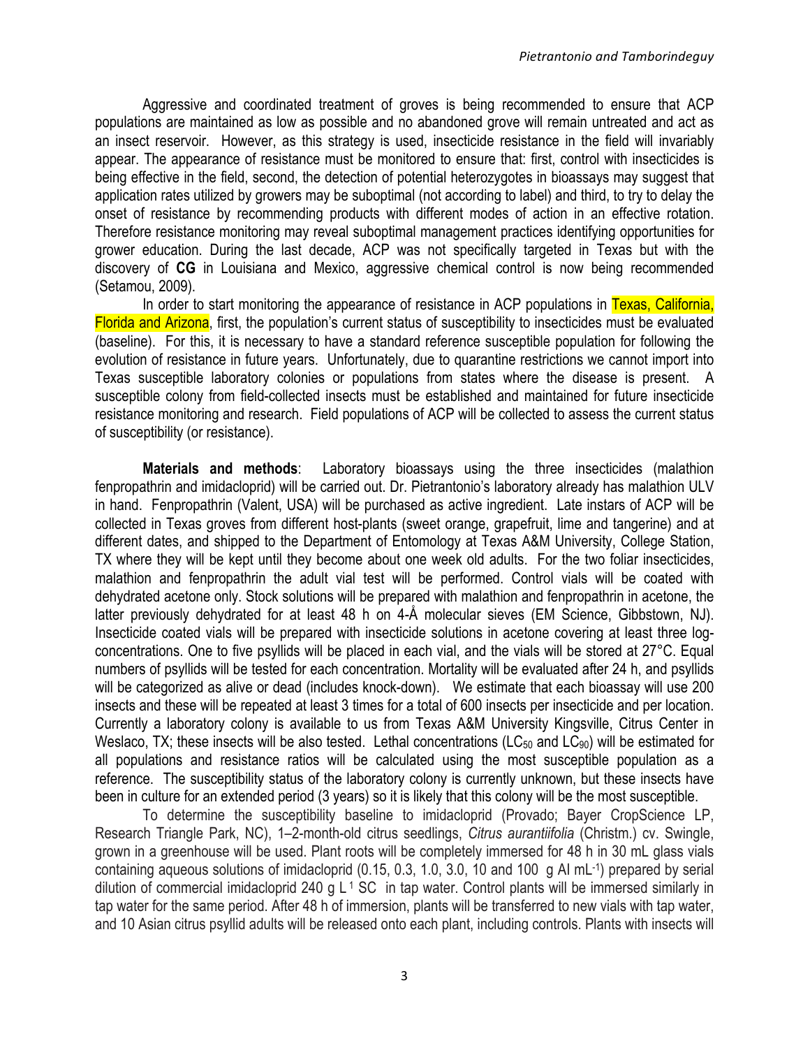Aggressive and coordinated treatment of groves is being recommended to ensure that ACP populations are maintained as low as possible and no abandoned grove will remain untreated and act as an insect reservoir. However, as this strategy is used, insecticide resistance in the field will invariably appear. The appearance of resistance must be monitored to ensure that: first, control with insecticides is being effective in the field, second, the detection of potential heterozygotes in bioassays may suggest that application rates utilized by growers may be suboptimal (not according to label) and third, to try to delay the onset of resistance by recommending products with different modes of action in an effective rotation. Therefore resistance monitoring may reveal suboptimal management practices identifying opportunities for grower education. During the last decade, ACP was not specifically targeted in Texas but with the discovery of **CG** in Louisiana and Mexico, aggressive chemical control is now being recommended (Setamou, 2009).

In order to start monitoring the appearance of resistance in ACP populations in Texas, California, Florida and Arizona, first, the population's current status of susceptibility to insecticides must be evaluated (baseline). For this, it is necessary to have a standard reference susceptible population for following the evolution of resistance in future years. Unfortunately, due to quarantine restrictions we cannot import into Texas susceptible laboratory colonies or populations from states where the disease is present. A susceptible colony from field-collected insects must be established and maintained for future insecticide resistance monitoring and research. Field populations of ACP will be collected to assess the current status of susceptibility (or resistance).

**Materials and methods**: Laboratory bioassays using the three insecticides (malathion fenpropathrin and imidacloprid) will be carried out. Dr. Pietrantonio's laboratory already has malathion ULV in hand. Fenpropathrin (Valent, USA) will be purchased as active ingredient. Late instars of ACP will be collected in Texas groves from different host-plants (sweet orange, grapefruit, lime and tangerine) and at different dates, and shipped to the Department of Entomology at Texas A&M University, College Station, TX where they will be kept until they become about one week old adults. For the two foliar insecticides, malathion and fenpropathrin the adult vial test will be performed. Control vials will be coated with dehydrated acetone only. Stock solutions will be prepared with malathion and fenpropathrin in acetone, the latter previously dehydrated for at least 48 h on 4-Å molecular sieves (EM Science, Gibbstown, NJ). Insecticide coated vials will be prepared with insecticide solutions in acetone covering at least three log-concentrations. One to five psyllids will be placed in each vial, and the vials will be stored at 27°C. Equal numbers of psyllids will be tested for each concentration. Mortality will be evaluated after 24 h, and psyllids will be categorized as alive or dead (includes knock-down). We estimate that each bioassay will use 200 insects and these will be repeated at least 3 times for a total of 600 insects per insecticide and per location. Currently a laboratory colony is available to us from Texas A&M University Kingsville, Citrus Center in Weslaco, TX; these insects will be also tested. Lethal concentrations ($LC_{50}$ and $LC_{90}$) will be estimated for all populations and resistance ratios will be calculated using the most susceptible population as a reference. The susceptibility status of the laboratory colony is currently unknown, but these insects have been in culture for an extended period (3 years) so it is likely that this colony will be the most susceptible.

To determine the susceptibility baseline to imidacloprid (Provado; Bayer CropScience LP, Research Triangle Park, NC), 1–2-month-old citrus seedlings, *Citrus aurantiifolia* (Christm.) cv. Swingle, grown in a greenhouse will be used. Plant roots will be completely immersed for 48 h in 30 mL glass vials containing aqueous solutions of imidacloprid (0.15, 0.3, 1.0, 3.0, 10 and 100 g AI $mL^{-1}$) prepared by serial dilution of commercial imidacloprid 240 g $L^{-1}$ SC in tap water. Control plants will be immersed similarly in tap water for the same period. After 48 h of immersion, plants will be transferred to new vials with tap water, and 10 Asian citrus psyllid adults will be released onto each plant, including controls. Plants with insects will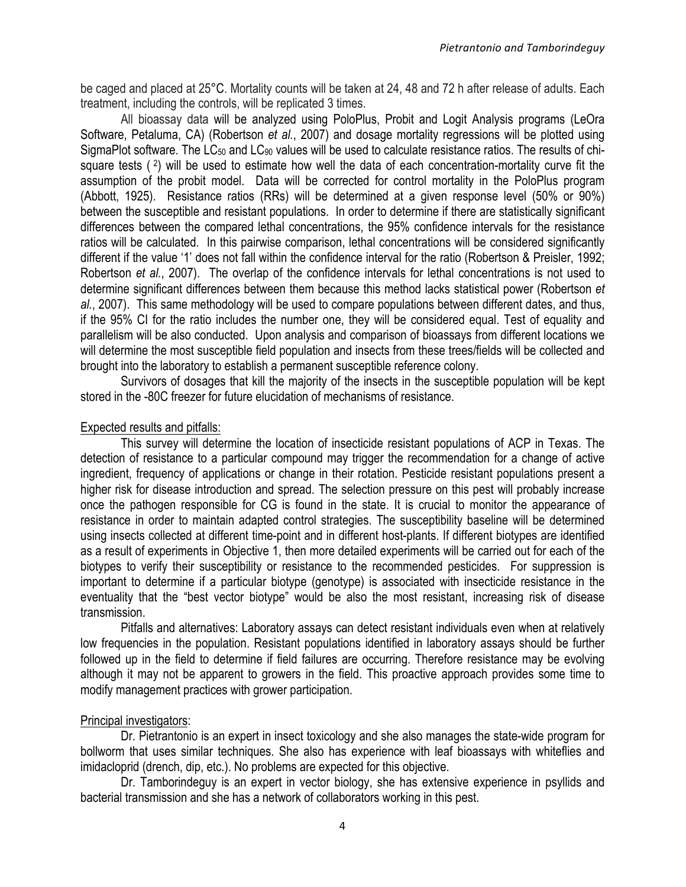be caged and placed at 25°C. Mortality counts will be taken at 24, 48 and 72 h after release of adults. Each treatment, including the controls, will be replicated 3 times.

All bioassay data will be analyzed using PoloPlus, Probit and Logit Analysis programs (LeOra Software, Petaluma, CA) (Robertson *et al.*, 2007) and dosage mortality regressions will be plotted using SigmaPlot software. The $LC_{50}$ and $LC_{90}$ values will be used to calculate resistance ratios. The results of chi-square tests ( $^{2}$) will be used to estimate how well the data of each concentration-mortality curve fit the assumption of the probit model. Data will be corrected for control mortality in the PoloPlus program (Abbott, 1925). Resistance ratios (RRs) will be determined at a given response level (50% or 90%) between the susceptible and resistant populations. In order to determine if there are statistically significant differences between the compared lethal concentrations, the 95% confidence intervals for the resistance ratios will be calculated. In this pairwise comparison, lethal concentrations will be considered significantly different if the value '1' does not fall within the confidence interval for the ratio (Robertson & Preisler, 1992; Robertson *et al.*, 2007). The overlap of the confidence intervals for lethal concentrations is not used to determine significant differences between them because this method lacks statistical power (Robertson *et al.*, 2007). This same methodology will be used to compare populations between different dates, and thus, if the 95% CI for the ratio includes the number one, they will be considered equal. Test of equality and parallelism will be also conducted. Upon analysis and comparison of bioassays from different locations we will determine the most susceptible field population and insects from these trees/fields will be collected and brought into the laboratory to establish a permanent susceptible reference colony.

Survivors of dosages that kill the majority of the insects in the susceptible population will be kept stored in the -80C freezer for future elucidation of mechanisms of resistance.

Expected results and pitfalls:

This survey will determine the location of insecticide resistant populations of ACP in Texas. The detection of resistance to a particular compound may trigger the recommendation for a change of active ingredient, frequency of applications or change in their rotation. Pesticide resistant populations present a higher risk for disease introduction and spread. The selection pressure on this pest will probably increase once the pathogen responsible for CG is found in the state. It is crucial to monitor the appearance of resistance in order to maintain adapted control strategies. The susceptibility baseline will be determined using insects collected at different time-point and in different host-plants. If different biotypes are identified as a result of experiments in Objective 1, then more detailed experiments will be carried out for each of the biotypes to verify their susceptibility or resistance to the recommended pesticides. For suppression is important to determine if a particular biotype (genotype) is associated with insecticide resistance in the eventuality that the "best vector biotype" would be also the most resistant, increasing risk of disease transmission.

Pitfalls and alternatives: Laboratory assays can detect resistant individuals even when at relatively low frequencies in the population. Resistant populations identified in laboratory assays should be further followed up in the field to determine if field failures are occurring. Therefore resistance may be evolving although it may not be apparent to growers in the field. This proactive approach provides some time to modify management practices with grower participation.

Principal investigators:

Dr. Pietrantonio is an expert in insect toxicology and she also manages the state-wide program for bollworm that uses similar techniques. She also has experience with leaf bioassays with whiteflies and imidacloprid (drench, dip, etc.). No problems are expected for this objective.

Dr. Tamborindeguy is an expert in vector biology, she has extensive experience in psyllids and bacterial transmission and she has a network of collaborators working in this pest.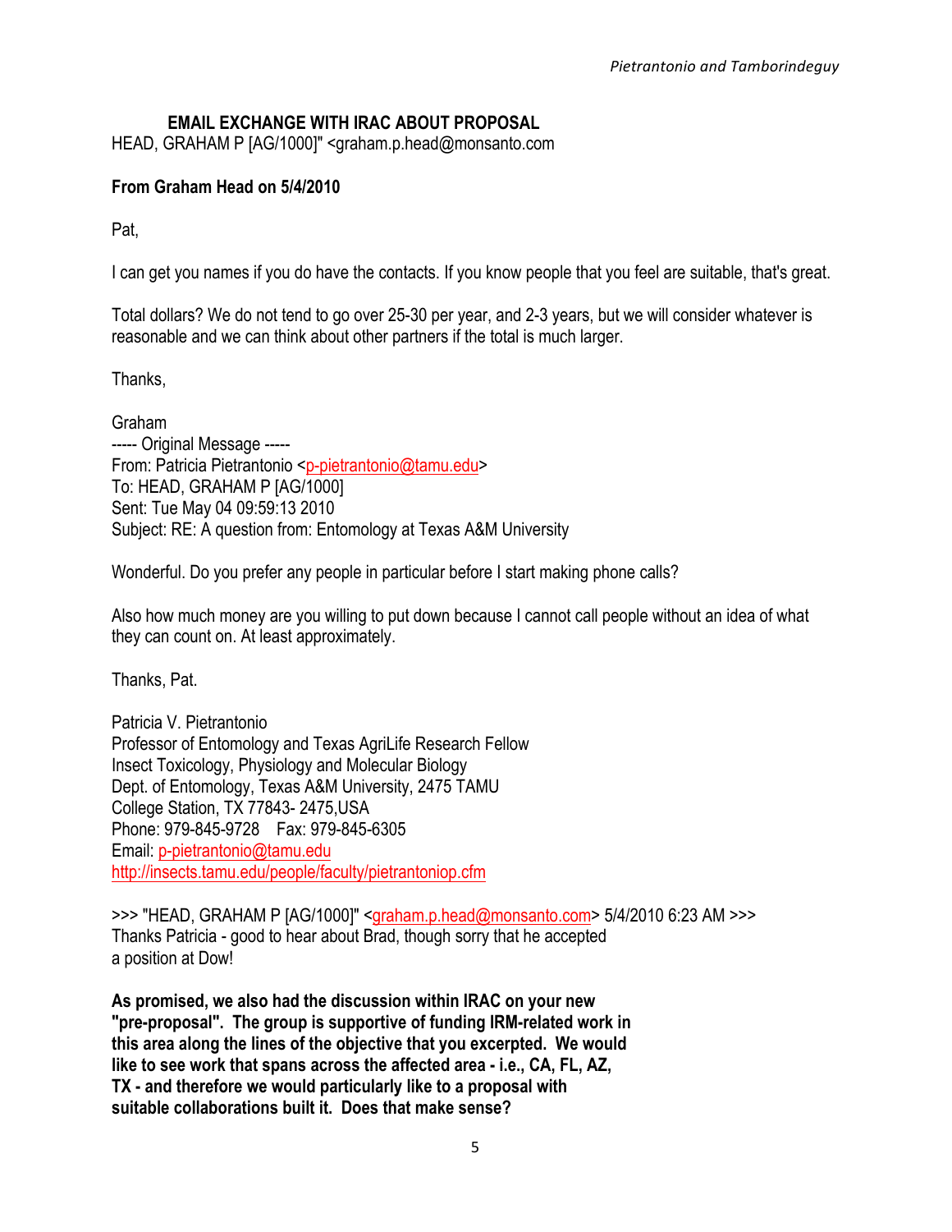## EMAIL EXCHANGE WITH IRAC ABOUT PROPOSAL

HEAD, GRAHAM P [AG/1000]" <graham.p.head@monsanto.com

**From Graham Head on 5/4/2010**

Pat,

I can get you names if you do have the contacts. If you know people that you feel are suitable, that's great.

Total dollars? We do not tend to go over 25-30 per year, and 2-3 years, but we will consider whatever is reasonable and we can think about other partners if the total is much larger.

Thanks,

Graham
----- Original Message -----
From: Patricia Pietrantonio <p-pietrantonio@tamu.edu>
To: HEAD, GRAHAM P [AG/1000]
Sent: Tue May 04 09:59:13 2010
Subject: RE: A question from: Entomology at Texas A&M University

Wonderful. Do you prefer any people in particular before I start making phone calls?

Also how much money are you willing to put down because I cannot call people without an idea of what they can count on. At least approximately.

Thanks, Pat.

Patricia V. Pietrantonio
Professor of Entomology and Texas AgriLife Research Fellow
Insect Toxicology, Physiology and Molecular Biology
Dept. of Entomology, Texas A&M University, 2475 TAMU
College Station, TX 77843- 2475,USA
Phone: 979-845-9728 Fax: 979-845-6305
Email: p-pietrantonio@tamu.edu
http://insects.tamu.edu/people/faculty/pietrantoniop.cfm

>>> "HEAD, GRAHAM P [AG/1000]" <graham.p.head@monsanto.com> 5/4/2010 6:23 AM >>>
Thanks Patricia - good to hear about Brad, though sorry that he accepted a position at Dow!

**As promised, we also had the discussion within IRAC on your new "pre-proposal". The group is supportive of funding IRM-related work in this area along the lines of the objective that you excerpted. We would like to see work that spans across the affected area - i.e., CA, FL, AZ, TX - and therefore we would particularly like to a proposal with suitable collaborations built it. Does that make sense?**